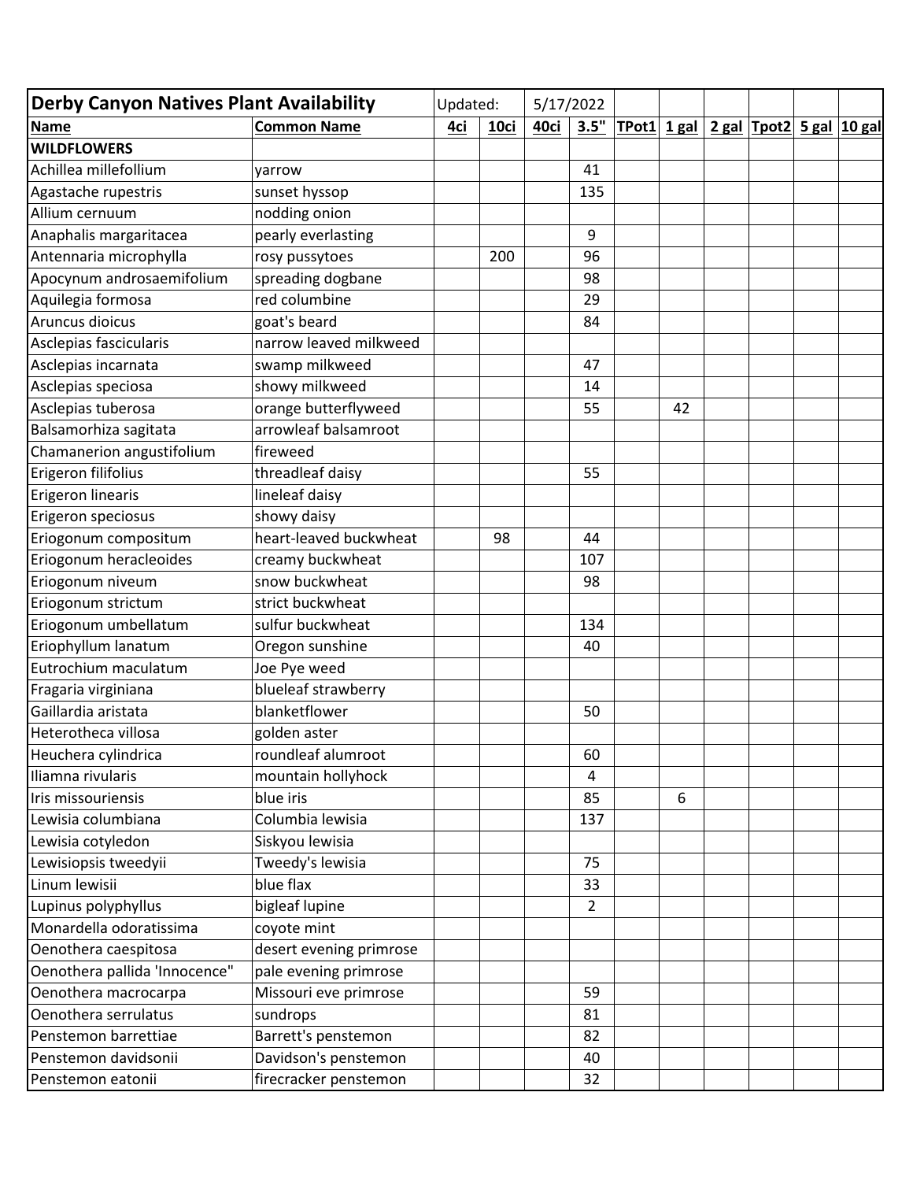| **Derby Canyon Natives Plant Availability** | | Updated: | | 5/17/2022 | | | | | | | |
|---|---|---|---|---|---|---|---|---|---|---|---|
| **Name** | **Common Name** | **4ci** | **10ci** | **40ci** | **3.5"** | **TPot1** | **1 gal** | **2 gal** | **Tpot2** | **5 gal** | **10 gal** |
| **WILDFLOWERS** | | | | | | | | | | | |
| Achillea millefollium | yarrow | | | | 41 | | | | | | |
| Agastache rupestris | sunset hyssop | | | | 135 | | | | | | |
| Allium cernuum | nodding onion | | | | | | | | | | |
| Anaphalis margaritacea | pearly everlasting | | | | 9 | | | | | | |
| Antennaria microphylla | rosy pussytoes | | 200 | | 96 | | | | | | |
| Apocynum androsaemifolium | spreading dogbane | | | | 98 | | | | | | |
| Aquilegia formosa | red columbine | | | | 29 | | | | | | |
| Aruncus dioicus | goat's beard | | | | 84 | | | | | | |
| Asclepias fascicularis | narrow leaved milkweed | | | | | | | | | | |
| Asclepias incarnata | swamp milkweed | | | | 47 | | | | | | |
| Asclepias speciosa | showy milkweed | | | | 14 | | | | | | |
| Asclepias tuberosa | orange butterflyweed | | | | 55 | | 42 | | | | |
| Balsamorhiza sagitata | arrowleaf balsamroot | | | | | | | | | | |
| Chamanerion angustifolium | fireweed | | | | | | | | | | |
| Erigeron filifolius | threadleaf daisy | | | | 55 | | | | | | |
| Erigeron linearis | lineleaf daisy | | | | | | | | | | |
| Erigeron speciosus | showy daisy | | | | | | | | | | |
| Eriogonum compositum | heart-leaved buckwheat | | 98 | | 44 | | | | | | |
| Eriogonum heracleoides | creamy buckwheat | | | | 107 | | | | | | |
| Eriogonum niveum | snow buckwheat | | | | 98 | | | | | | |
| Eriogonum strictum | strict buckwheat | | | | | | | | | | |
| Eriogonum umbellatum | sulfur buckwheat | | | | 134 | | | | | | |
| Eriophyllum lanatum | Oregon sunshine | | | | 40 | | | | | | |
| Eutrochium maculatum | Joe Pye weed | | | | | | | | | | |
| Fragaria virginiana | blueleaf strawberry | | | | | | | | | | |
| Gaillardia aristata | blanketflower | | | | 50 | | | | | | |
| Heterotheca villosa | golden aster | | | | | | | | | | |
| Heuchera cylindrica | roundleaf alumroot | | | | 60 | | | | | | |
| Iliamna rivularis | mountain hollyhock | | | | 4 | | | | | | |
| Iris missouriensis | blue iris | | | | 85 | | 6 | | | | |
| Lewisia columbiana | Columbia lewisia | | | | 137 | | | | | | |
| Lewisia cotyledon | Siskyou lewisia | | | | | | | | | | |
| Lewisiopsis tweedyii | Tweedy's lewisia | | | | 75 | | | | | | |
| Linum lewisii | blue flax | | | | 33 | | | | | | |
| Lupinus polyphyllus | bigleaf lupine | | | | 2 | | | | | | |
| Monardella odoratissima | coyote mint | | | | | | | | | | |
| Oenothera caespitosa | desert evening primrose | | | | | | | | | | |
| Oenothera pallida 'Innocence" | pale evening primrose | | | | | | | | | | |
| Oenothera macrocarpa | Missouri eve primrose | | | | 59 | | | | | | |
| Oenothera serrulatus | sundrops | | | | 81 | | | | | | |
| Penstemon barrettiae | Barrett's penstemon | | | | 82 | | | | | | |
| Penstemon davidsonii | Davidson's penstemon | | | | 40 | | | | | | |
| Penstemon eatonii | firecracker penstemon | | | | 32 | | | | | | |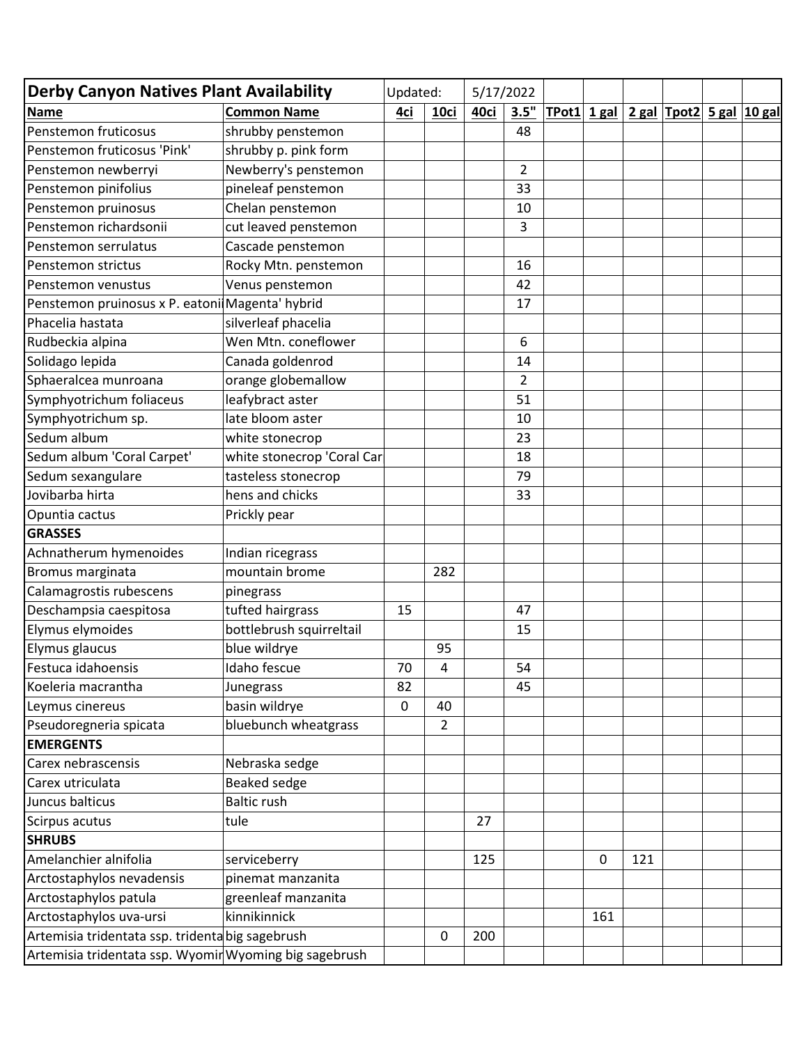| Derby Canyon Natives Plant Availability | | Updated: | | 5/17/2022 | | | | | | | |
|---|---|---|---|---|---|---|---|---|---|---|---|
| **Name** | **Common Name** | **4ci** | **10ci** | **40ci** | **3.5"** | **TPot1** | **1 gal** | **2 gal** | **Tpot2** | **5 gal** | **10 gal** |
| Penstemon fruticosus | shrubby penstemon | | | | 48 | | | | | | |
| Penstemon fruticosus 'Pink' | shrubby p. pink form | | | | | | | | | | |
| Penstemon newberryi | Newberry's penstemon | | | | 2 | | | | | | |
| Penstemon pinifolius | pineleaf penstemon | | | | 33 | | | | | | |
| Penstemon pruinosus | Chelan penstemon | | | | 10 | | | | | | |
| Penstemon richardsonii | cut leaved penstemon | | | | 3 | | | | | | |
| Penstemon serrulatus | Cascade penstemon | | | | | | | | | | |
| Penstemon strictus | Rocky Mtn. penstemon | | | | 16 | | | | | | |
| Penstemon venustus | Venus penstemon | | | | 42 | | | | | | |
| Penstemon pruinosus x P. eatonii | Magenta' hybrid | | | | 17 | | | | | | |
| Phacelia hastata | silverleaf phacelia | | | | | | | | | | |
| Rudbeckia alpina | Wen Mtn. coneflower | | | | 6 | | | | | | |
| Solidago lepida | Canada goldenrod | | | | 14 | | | | | | |
| Sphaeralcea munroana | orange globemallow | | | | 2 | | | | | | |
| Symphyotrichum foliaceus | leafybract aster | | | | 51 | | | | | | |
| Symphyotrichum sp. | late bloom aster | | | | 10 | | | | | | |
| Sedum album | white stonecrop | | | | 23 | | | | | | |
| Sedum album 'Coral Carpet' | white stonecrop 'Coral Car | | | | 18 | | | | | | |
| Sedum sexangulare | tasteless stonecrop | | | | 79 | | | | | | |
| Jovibarba hirta | hens and chicks | | | | 33 | | | | | | |
| Opuntia cactus | Prickly pear | | | | | | | | | | |
| **GRASSES** | | | | | | | | | | | |
| Achnatherum hymenoides | Indian ricegrass | | | | | | | | | | |
| Bromus marginata | mountain brome | | 282 | | | | | | | | |
| Calamagrostis rubescens | pinegrass | | | | | | | | | | |
| Deschampsia caespitosa | tufted hairgrass | 15 | | | 47 | | | | | | |
| Elymus elymoides | bottlebrush squirreltail | | | | 15 | | | | | | |
| Elymus glaucus | blue wildrye | | 95 | | | | | | | | |
| Festuca idahoensis | Idaho fescue | 70 | 4 | | 54 | | | | | | |
| Koeleria macrantha | Junegrass | 82 | | | 45 | | | | | | |
| Leymus cinereus | basin wildrye | 0 | 40 | | | | | | | | |
| Pseudoregneria spicata | bluebunch wheatgrass | | 2 | | | | | | | | |
| **EMERGENTS** | | | | | | | | | | | |
| Carex nebrascensis | Nebraska sedge | | | | | | | | | | |
| Carex utriculata | Beaked sedge | | | | | | | | | | |
| Juncus balticus | Baltic rush | | | | | | | | | | |
| Scirpus acutus | tule | | | 27 | | | | | | | |
| **SHRUBS** | | | | | | | | | | | |
| Amelanchier alnifolia | serviceberry | | | 125 | | | 0 | 121 | | | |
| Arctostaphylos nevadensis | pinemat manzanita | | | | | | | | | | |
| Arctostaphylos patula | greenleaf manzanita | | | | | | | | | | |
| Arctostaphylos uva-ursi | kinnikinnick | | | | | | 161 | | | | |
| Artemisia tridentata ssp. tridenta | big sagebrush | | 0 | 200 | | | | | | | |
| Artemisia tridentata ssp. Wyomin | Wyoming big sagebrush | | | | | | | | | | |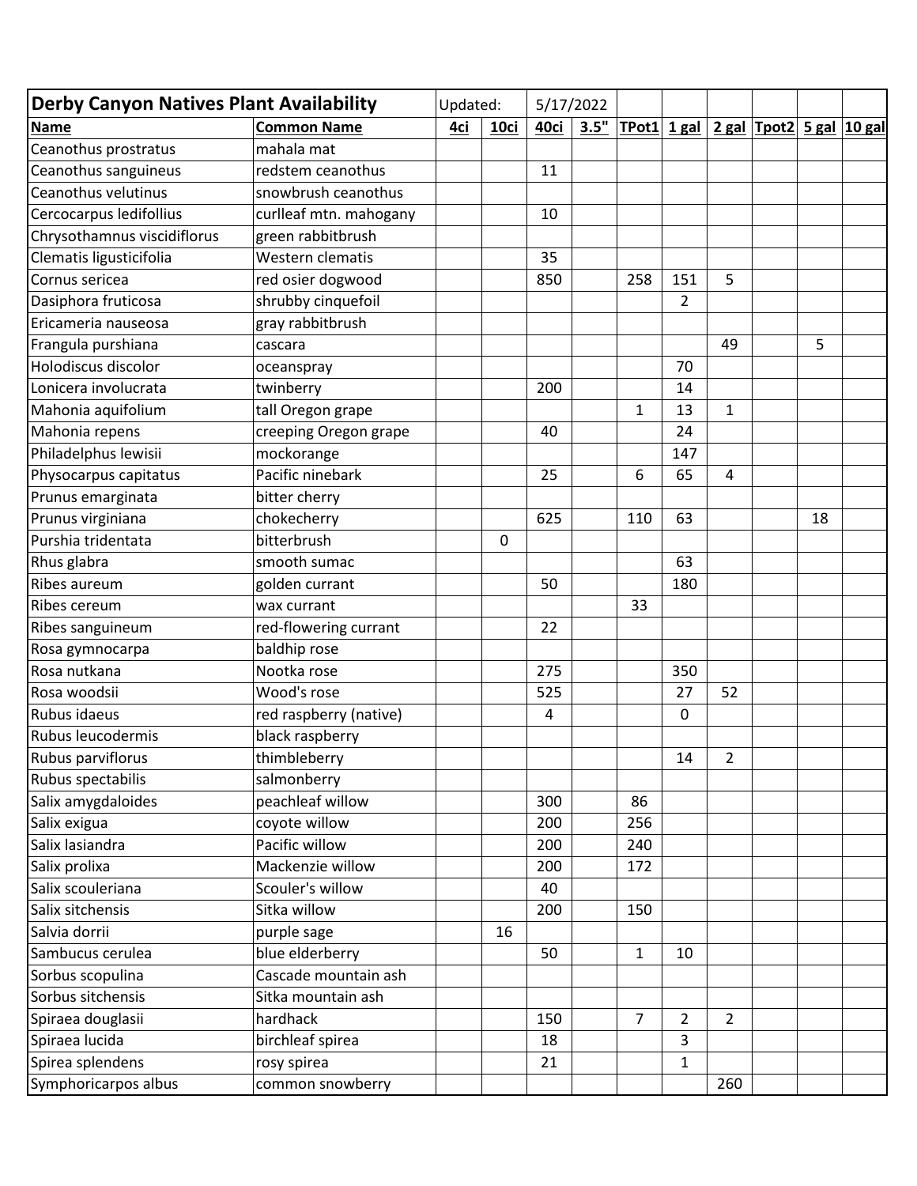| Derby Canyon Natives Plant Availability | | Updated: | | 5/17/2022 | | | | | | | |
|---|---|---|---|---|---|---|---|---|---|---|---|
| **Name** | **Common Name** | **4ci** | **10ci** | **40ci** | **3.5"** | **TPot1** | **1 gal** | **2 gal** | **Tpot2** | **5 gal** | **10 gal** |
| Ceanothus prostratus | mahala mat | | | | | | | | | | |
| Ceanothus sanguineus | redstem ceanothus | | | 11 | | | | | | | |
| Ceanothus velutinus | snowbrush ceanothus | | | | | | | | | | |
| Cercocarpus ledifollius | curlleaf mtn. mahogany | | | 10 | | | | | | | |
| Chrysothamnus viscidiflorus | green rabbitbrush | | | | | | | | | | |
| Clematis ligusticifolia | Western clematis | | | 35 | | | | | | | |
| Cornus sericea | red osier dogwood | | | 850 | | 258 | 151 | 5 | | | |
| Dasiphora fruticosa | shrubby cinquefoil | | | | | | 2 | | | | |
| Ericameria nauseosa | gray rabbitbrush | | | | | | | | | | |
| Frangula purshiana | cascara | | | | | | | 49 | | 5 | |
| Holodiscus discolor | oceanspray | | | | | | 70 | | | | |
| Lonicera involucrata | twinberry | | | 200 | | | 14 | | | | |
| Mahonia aquifolium | tall Oregon grape | | | | | 1 | 13 | 1 | | | |
| Mahonia repens | creeping Oregon grape | | | 40 | | | 24 | | | | |
| Philadelphus lewisii | mockorange | | | | | | 147 | | | | |
| Physocarpus capitatus | Pacific ninebark | | | 25 | | 6 | 65 | 4 | | | |
| Prunus emarginata | bitter cherry | | | | | | | | | | |
| Prunus virginiana | chokecherry | | | 625 | | 110 | 63 | | | 18 | |
| Purshia tridentata | bitterbrush | | 0 | | | | | | | | |
| Rhus glabra | smooth sumac | | | | | | 63 | | | | |
| Ribes aureum | golden currant | | | 50 | | | 180 | | | | |
| Ribes cereum | wax currant | | | | | 33 | | | | | |
| Ribes sanguineum | red-flowering currant | | | 22 | | | | | | | |
| Rosa gymnocarpa | baldhip rose | | | | | | | | | | |
| Rosa nutkana | Nootka rose | | | 275 | | | 350 | | | | |
| Rosa woodsii | Wood's rose | | | 525 | | | 27 | 52 | | | |
| Rubus idaeus | red raspberry (native) | | | 4 | | | 0 | | | | |
| Rubus leucodermis | black raspberry | | | | | | | | | | |
| Rubus parviflorus | thimbleberry | | | | | | 14 | 2 | | | |
| Rubus spectabilis | salmonberry | | | | | | | | | | |
| Salix amygdaloides | peachleaf willow | | | 300 | | 86 | | | | | |
| Salix exigua | coyote willow | | | 200 | | 256 | | | | | |
| Salix lasiandra | Pacific willow | | | 200 | | 240 | | | | | |
| Salix prolixa | Mackenzie willow | | | 200 | | 172 | | | | | |
| Salix scouleriana | Scouler's willow | | | 40 | | | | | | | |
| Salix sitchensis | Sitka willow | | | 200 | | 150 | | | | | |
| Salvia dorrii | purple sage | | 16 | | | | | | | | |
| Sambucus cerulea | blue elderberry | | | 50 | | 1 | 10 | | | | |
| Sorbus scopulina | Cascade mountain ash | | | | | | | | | | |
| Sorbus sitchensis | Sitka mountain ash | | | | | | | | | | |
| Spiraea douglasii | hardhack | | | 150 | | 7 | 2 | 2 | | | |
| Spiraea lucida | birchleaf spirea | | | 18 | | | 3 | | | | |
| Spirea splendens | rosy spirea | | | 21 | | | 1 | | | | |
| Symphoricarpos albus | common snowberry | | | | | | | 260 | | | |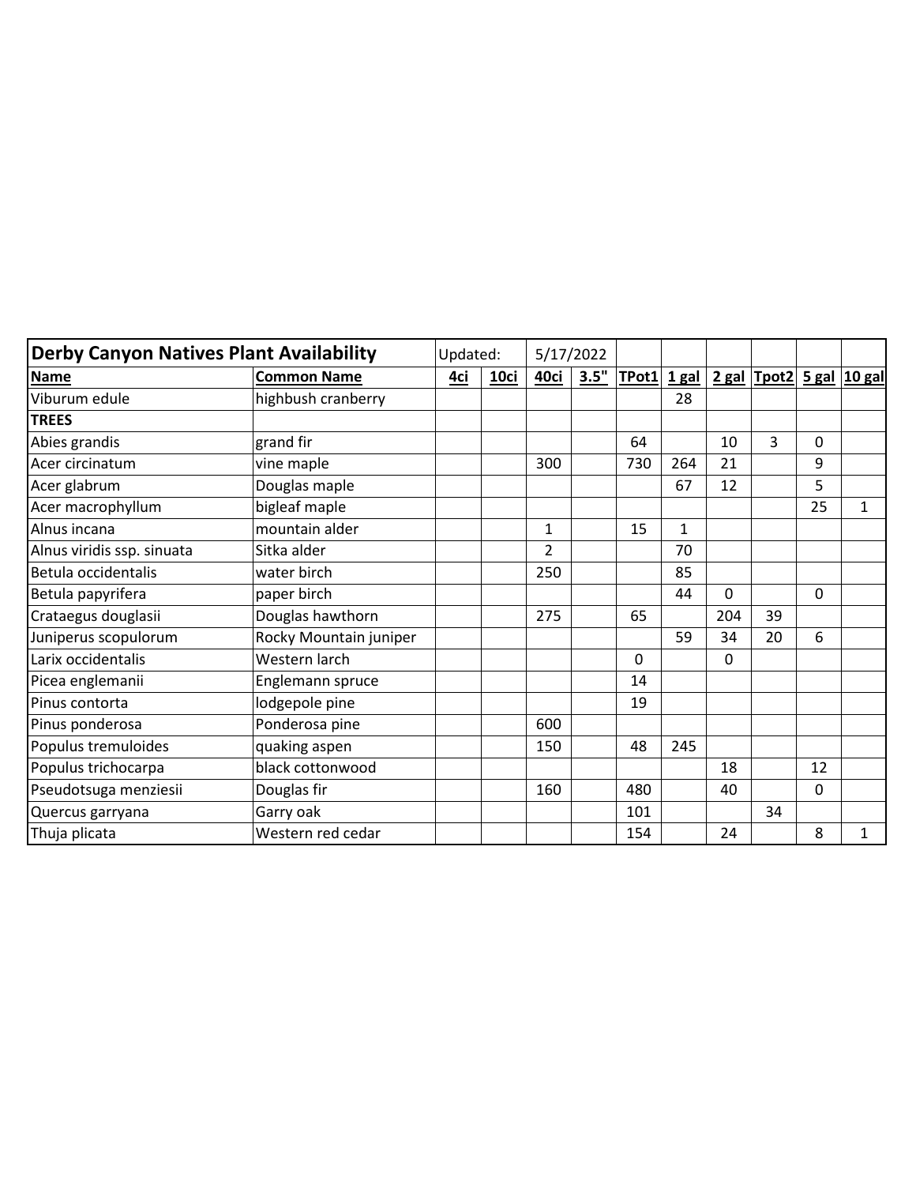| Derby Canyon Natives Plant Availability | | Updated: | | 5/17/2022 | | | | | | | |
|---|---|---|---|---|---|---|---|---|---|---|---|
| **Name** | **Common Name** | **4ci** | **10ci** | **40ci** | **3.5"** | **TPot1** | **1 gal** | **2 gal** | **Tpot2** | **5 gal** | **10 gal** |
| Viburum edule | highbush cranberry | | | | | | 28 | | | | |
| **TREES** | | | | | | | | | | | |
| Abies grandis | grand fir | | | | | 64 | | 10 | 3 | 0 | |
| Acer circinatum | vine maple | | | 300 | | 730 | 264 | 21 | | 9 | |
| Acer glabrum | Douglas maple | | | | | | 67 | 12 | | 5 | |
| Acer macrophyllum | bigleaf maple | | | | | | | | | 25 | 1 |
| Alnus incana | mountain alder | | | 1 | | 15 | 1 | | | | |
| Alnus viridis ssp. sinuata | Sitka alder | | | 2 | | | 70 | | | | |
| Betula occidentalis | water birch | | | 250 | | | 85 | | | | |
| Betula papyrifera | paper birch | | | | | | 44 | 0 | | 0 | |
| Crataegus douglasii | Douglas hawthorn | | | 275 | | 65 | | 204 | 39 | | |
| Juniperus scopulorum | Rocky Mountain juniper | | | | | | 59 | 34 | 20 | 6 | |
| Larix occidentalis | Western larch | | | | | 0 | | 0 | | | |
| Picea englemanii | Englemann spruce | | | | | 14 | | | | | |
| Pinus contorta | lodgepole pine | | | | | 19 | | | | | |
| Pinus ponderosa | Ponderosa pine | | | 600 | | | | | | | |
| Populus tremuloides | quaking aspen | | | 150 | | 48 | 245 | | | | |
| Populus trichocarpa | black cottonwood | | | | | | | 18 | | 12 | |
| Pseudotsuga menziesii | Douglas fir | | | 160 | | 480 | | 40 | | 0 | |
| Quercus garryana | Garry oak | | | | | 101 | | | 34 | | |
| Thuja plicata | Western red cedar | | | | | 154 | | 24 | | 8 | 1 |